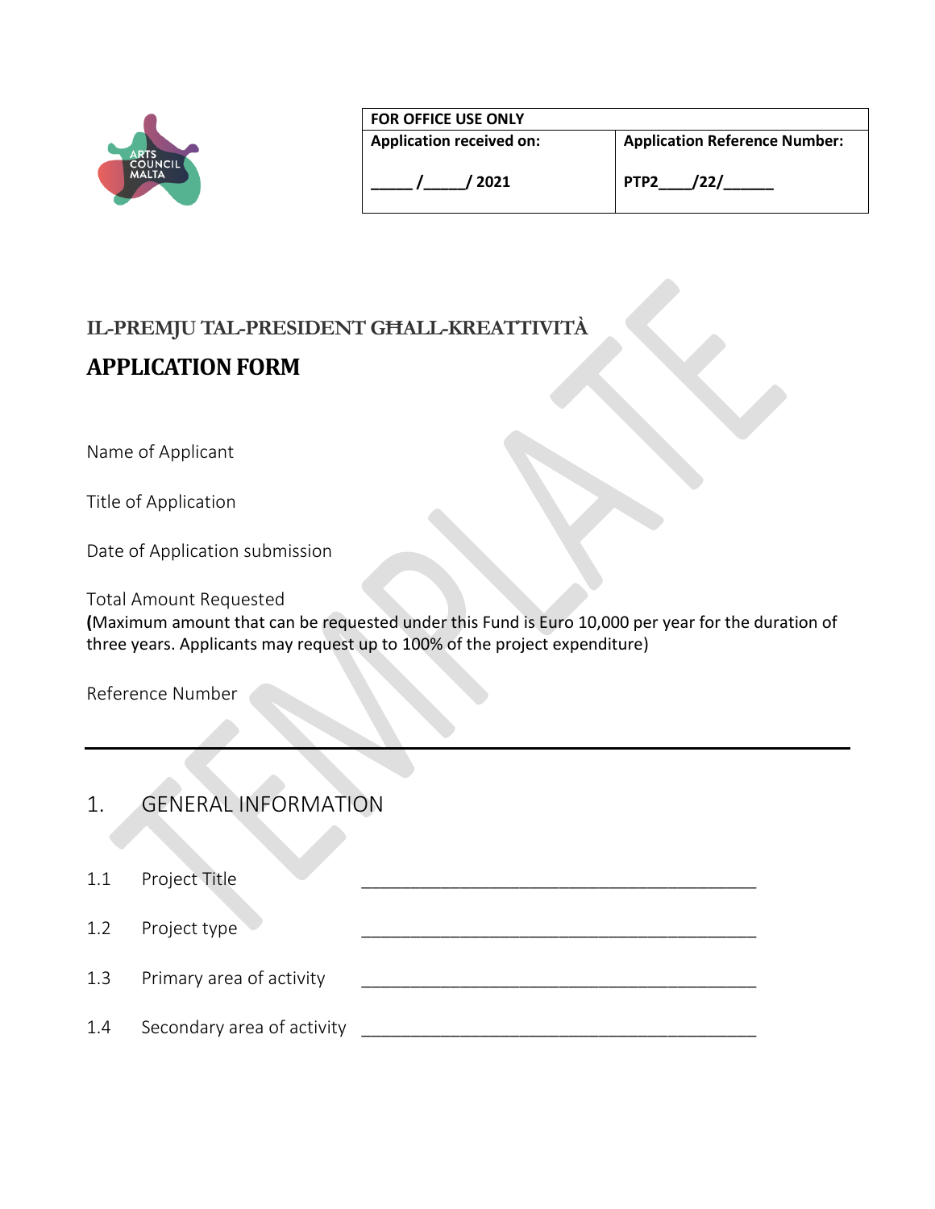| FOR OFFICE USE ONLY | |
|---|---|
| **Application received on:**<br><br>**_____ /_____/ 2021** | **Application Reference Number:**<br><br>**PTP2____/22/______** |

# IL-PREMJU TAL-PRESIDENT GĦALL-KREATTIVITÀ

## APPLICATION FORM

Name of Applicant

Title of Application

Date of Application submission

Total Amount Requested
**(**Maximum amount that can be requested under this Fund is Euro 10,000 per year for the duration of three years. Applicants may request up to 100% of the project expenditure)

Reference Number

---

## 1. GENERAL INFORMATION

1.1 Project Title ___________________________________________

1.2 Project type ___________________________________________

1.3 Primary area of activity ___________________________________________

1.4 Secondary area of activity ___________________________________________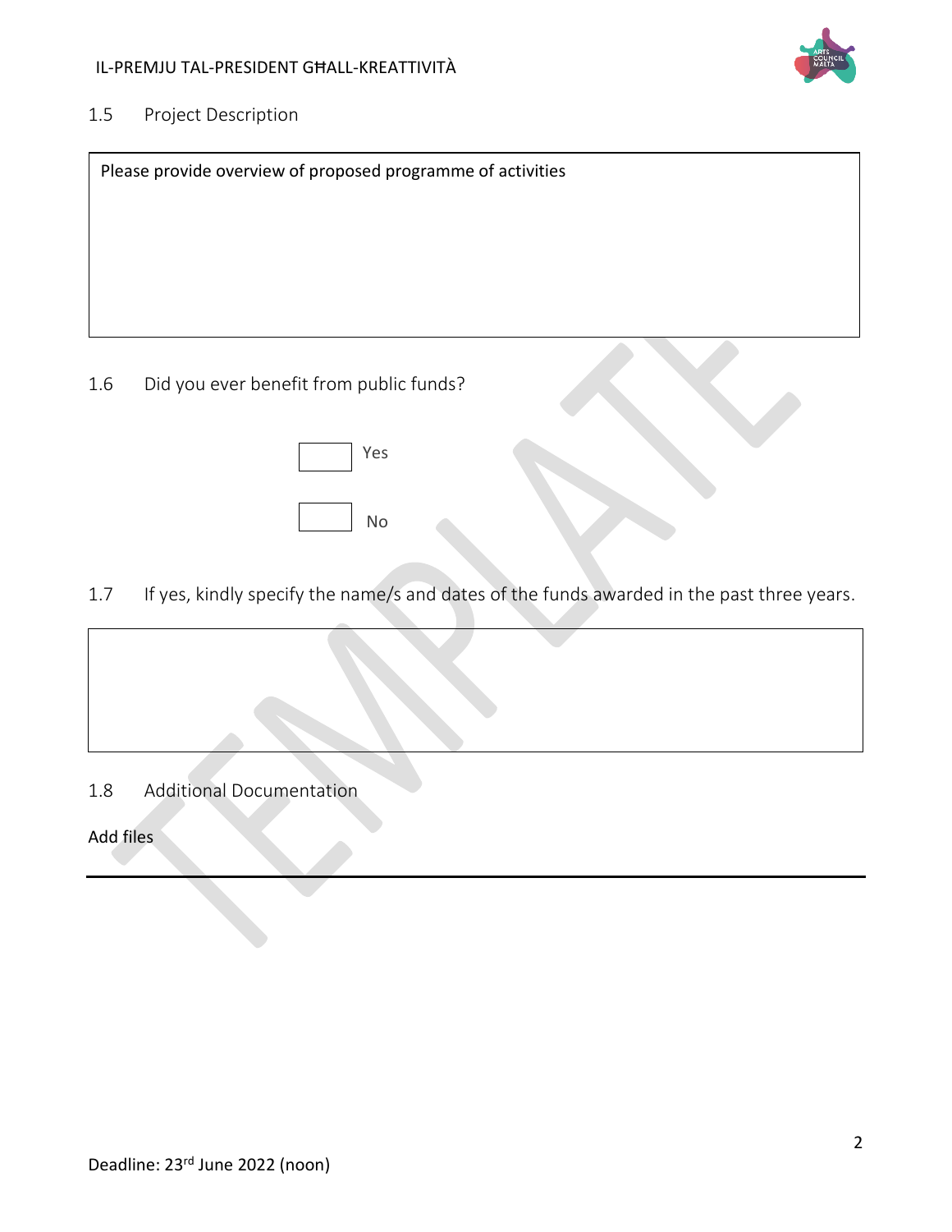## 1.5 Project Description

| Please provide overview of proposed programme of activities |
|---|
| |

## 1.6 Did you ever benefit from public funds?

☐ Yes

☐ No

## 1.7 If yes, kindly specify the name/s and dates of the funds awarded in the past three years.

| |
|---|
| |

## 1.8 Additional Documentation

Add files

Deadline: 23rd June 2022 (noon)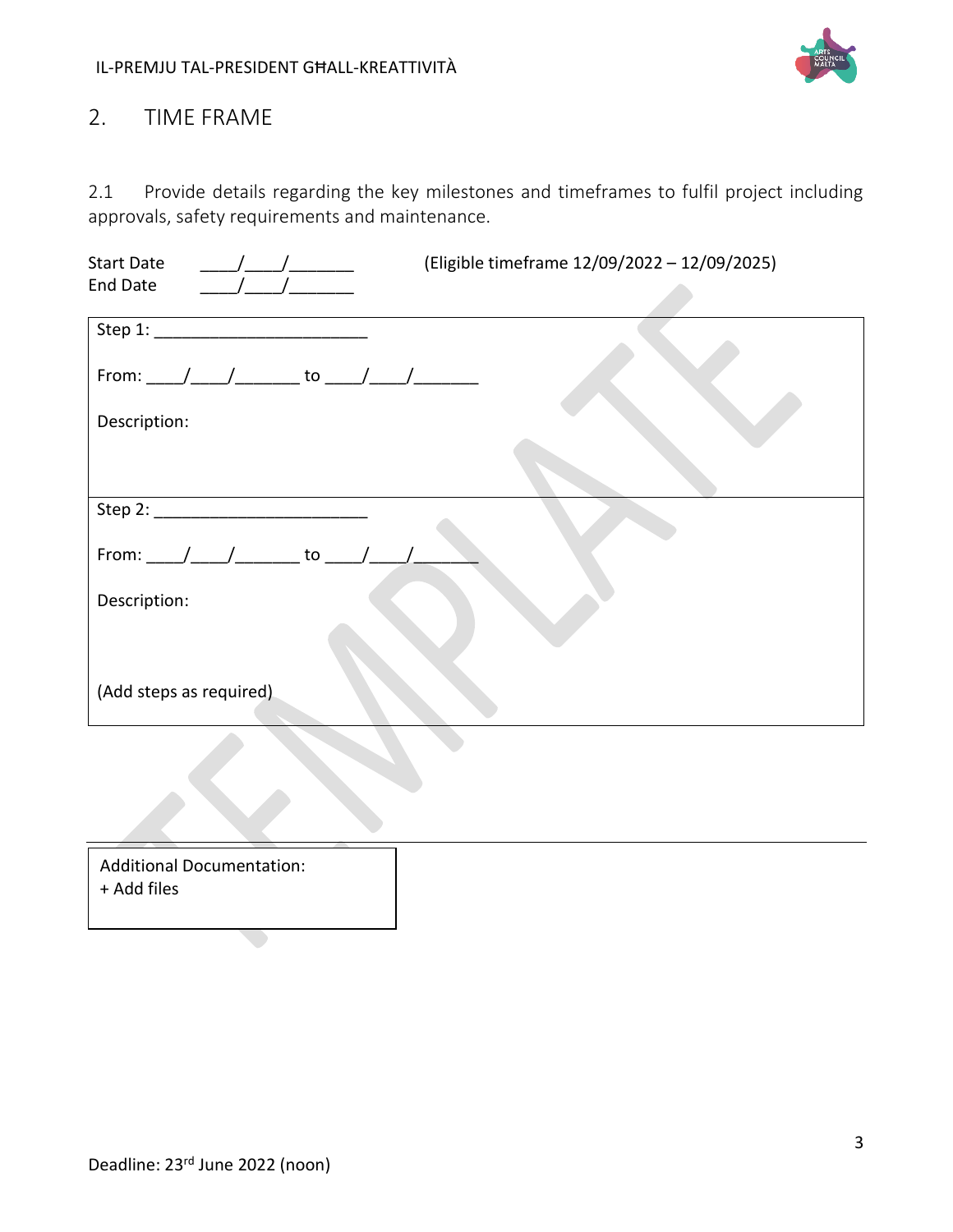## 2. TIME FRAME

2.1 Provide details regarding the key milestones and timeframes to fulfil project including approvals, safety requirements and maintenance.

Start Date ____/____/_______ (Eligible timeframe 12/09/2022 – 12/09/2025)
End Date ____/____/_______

| |
|---|
| Step 1: ______________________<br><br>From: ____/____/_______ to ____/____/_______<br><br>Description: |
| Step 2: ______________________<br><br>From: ____/____/_______ to ____/____/_______<br><br>Description:<br><br>(Add steps as required) |

| |
|---|
| Additional Documentation:<br>+ Add files |

Deadline: 23rd June 2022 (noon)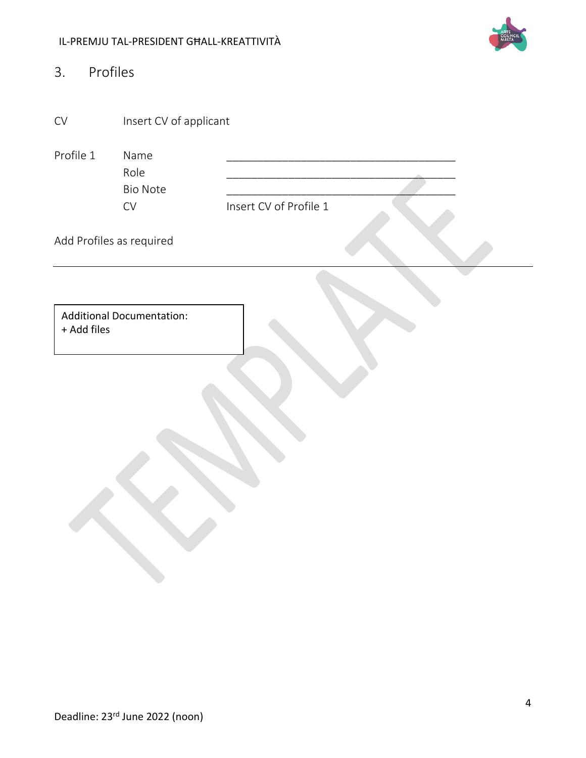## 3. Profiles

CV Insert CV of applicant

| | | |
|---|---|---|
| Profile 1 | Name | ______________________________________ |
| | Role | ______________________________________ |
| | Bio Note | ______________________________________ |
| | CV | Insert CV of Profile 1 |

Add Profiles as required

---

Additional Documentation:
+ Add files

TEMPLATE

Deadline: 23rd June 2022 (noon)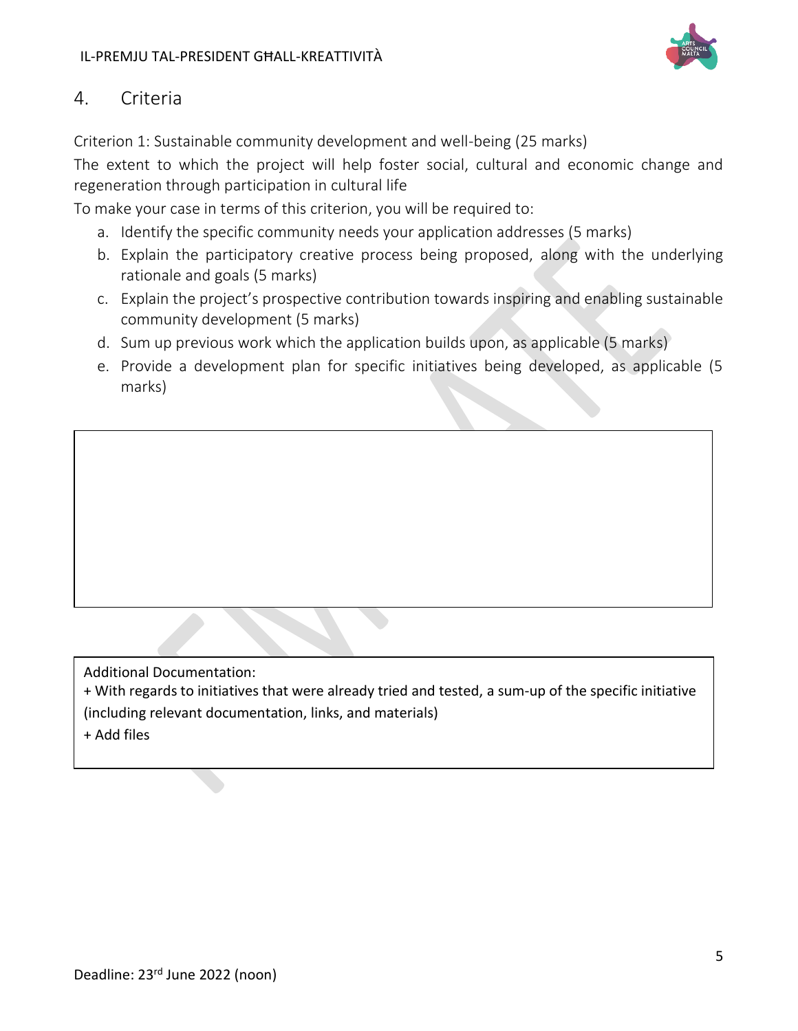## 4. Criteria

Criterion 1: Sustainable community development and well-being (25 marks)

The extent to which the project will help foster social, cultural and economic change and regeneration through participation in cultural life

To make your case in terms of this criterion, you will be required to:

a. Identify the specific community needs your application addresses (5 marks)
b. Explain the participatory creative process being proposed, along with the underlying rationale and goals (5 marks)
c. Explain the project's prospective contribution towards inspiring and enabling sustainable community development (5 marks)
d. Sum up previous work which the application builds upon, as applicable (5 marks)
e. Provide a development plan for specific initiatives being developed, as applicable (5 marks)

Additional Documentation:

+ With regards to initiatives that were already tried and tested, a sum-up of the specific initiative (including relevant documentation, links, and materials)

+ Add files

Deadline: 23rd June 2022 (noon)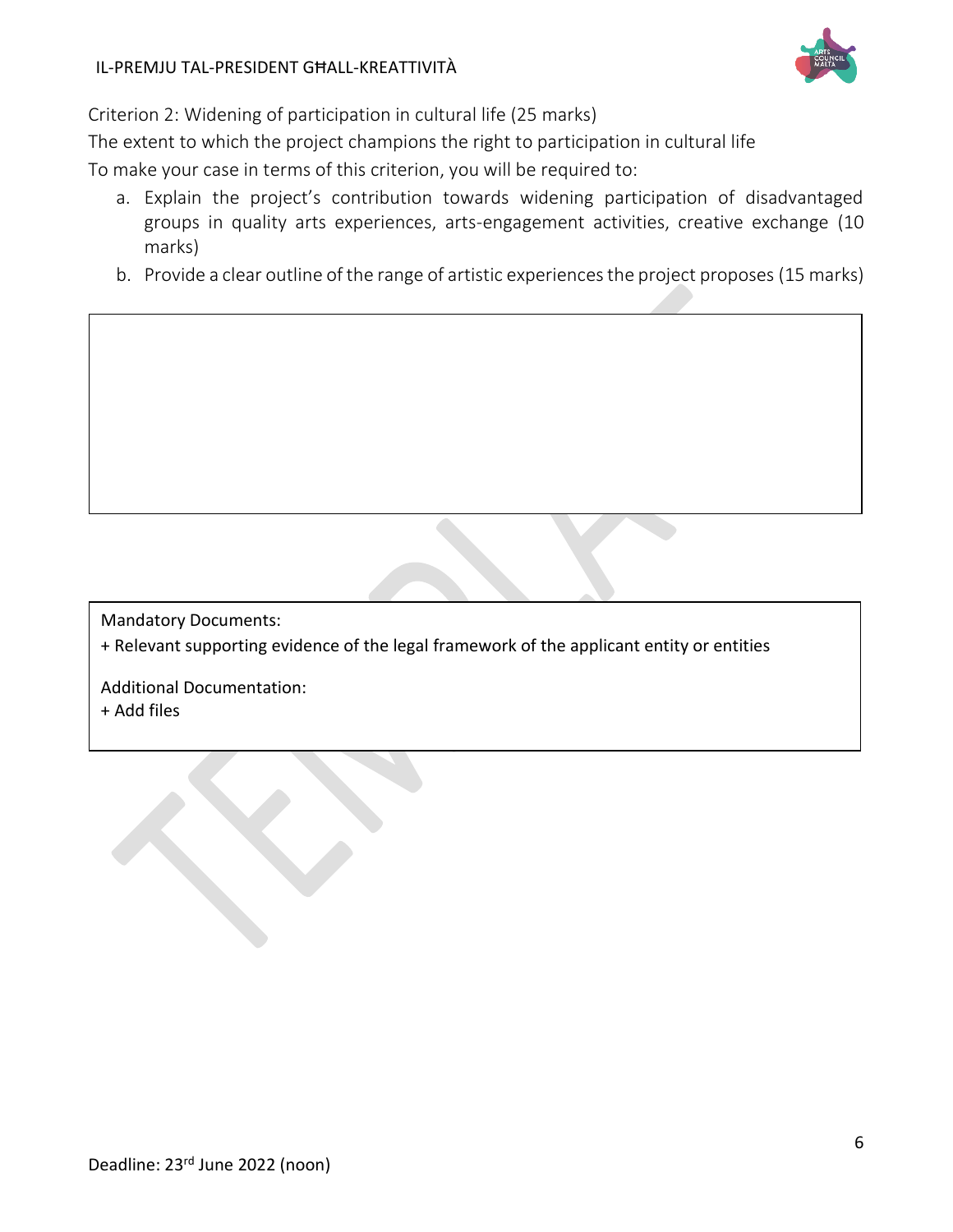Criterion 2: Widening of participation in cultural life (25 marks)

The extent to which the project champions the right to participation in cultural life

To make your case in terms of this criterion, you will be required to:

a. Explain the project's contribution towards widening participation of disadvantaged groups in quality arts experiences, arts-engagement activities, creative exchange (10 marks)
b. Provide a clear outline of the range of artistic experiences the project proposes (15 marks)

Mandatory Documents:
+ Relevant supporting evidence of the legal framework of the applicant entity or entities

Additional Documentation:
+ Add files

Deadline: 23rd June 2022 (noon)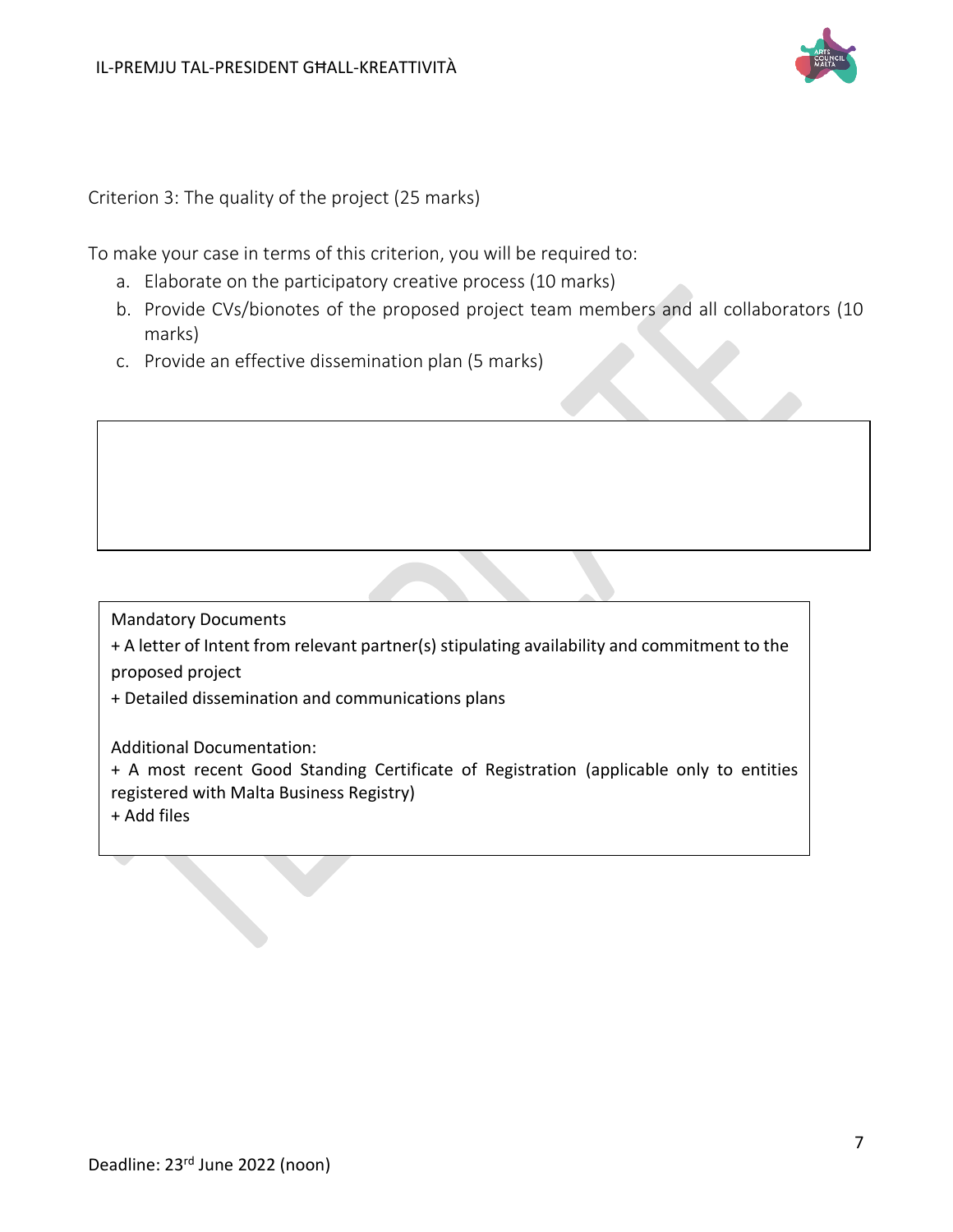Criterion 3: The quality of the project (25 marks)

To make your case in terms of this criterion, you will be required to:

a. Elaborate on the participatory creative process (10 marks)
b. Provide CVs/bionotes of the proposed project team members and all collaborators (10 marks)
c. Provide an effective dissemination plan (5 marks)

Mandatory Documents

+ A letter of Intent from relevant partner(s) stipulating availability and commitment to the proposed project
+ Detailed dissemination and communications plans

Additional Documentation:

+ A most recent Good Standing Certificate of Registration (applicable only to entities registered with Malta Business Registry)
+ Add files

Deadline: 23rd June 2022 (noon)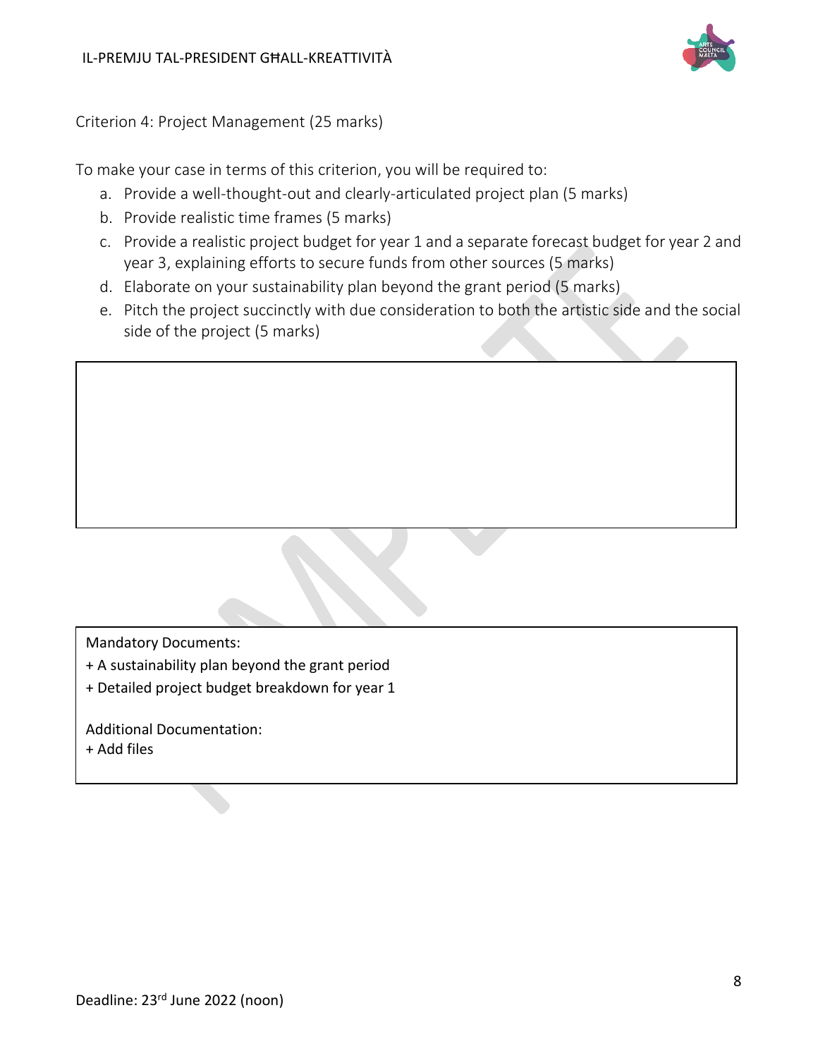Criterion 4: Project Management (25 marks)

To make your case in terms of this criterion, you will be required to:

a. Provide a well-thought-out and clearly-articulated project plan (5 marks)
b. Provide realistic time frames (5 marks)
c. Provide a realistic project budget for year 1 and a separate forecast budget for year 2 and year 3, explaining efforts to secure funds from other sources (5 marks)
d. Elaborate on your sustainability plan beyond the grant period (5 marks)
e. Pitch the project succinctly with due consideration to both the artistic side and the social side of the project (5 marks)

Mandatory Documents:

+ A sustainability plan beyond the grant period
+ Detailed project budget breakdown for year 1

Additional Documentation:

+ Add files

Deadline: 23rd June 2022 (noon)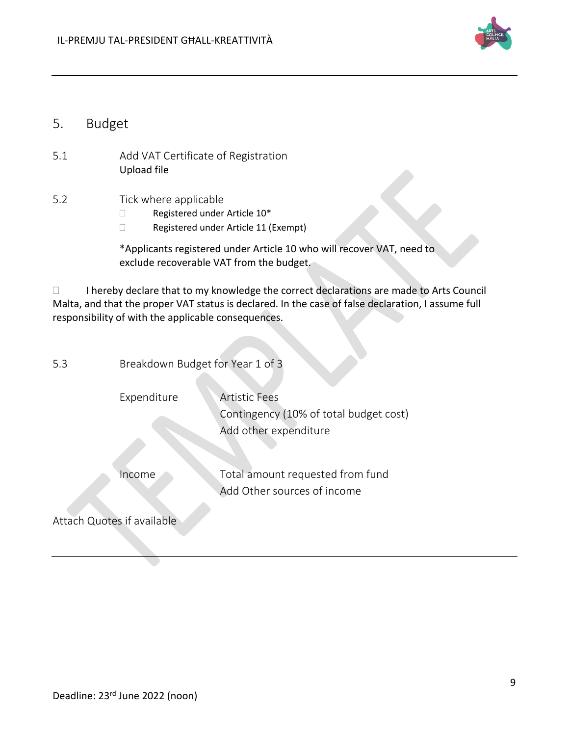## 5. Budget

5.1 Add VAT Certificate of Registration
Upload file

5.2 Tick where applicable

- ☐ Registered under Article 10*
- ☐ Registered under Article 11 (Exempt)

*Applicants registered under Article 10 who will recover VAT, need to exclude recoverable VAT from the budget.

☐ I hereby declare that to my knowledge the correct declarations are made to Arts Council Malta, and that the proper VAT status is declared. In the case of false declaration, I assume full responsibility of with the applicable consequences.

5.3 Breakdown Budget for Year 1 of 3

| | |
|---|---|
| Expenditure | Artistic Fees |
| | Contingency (10% of total budget cost) |
| | Add other expenditure |
| Income | Total amount requested from fund |
| | Add Other sources of income |

Attach Quotes if available